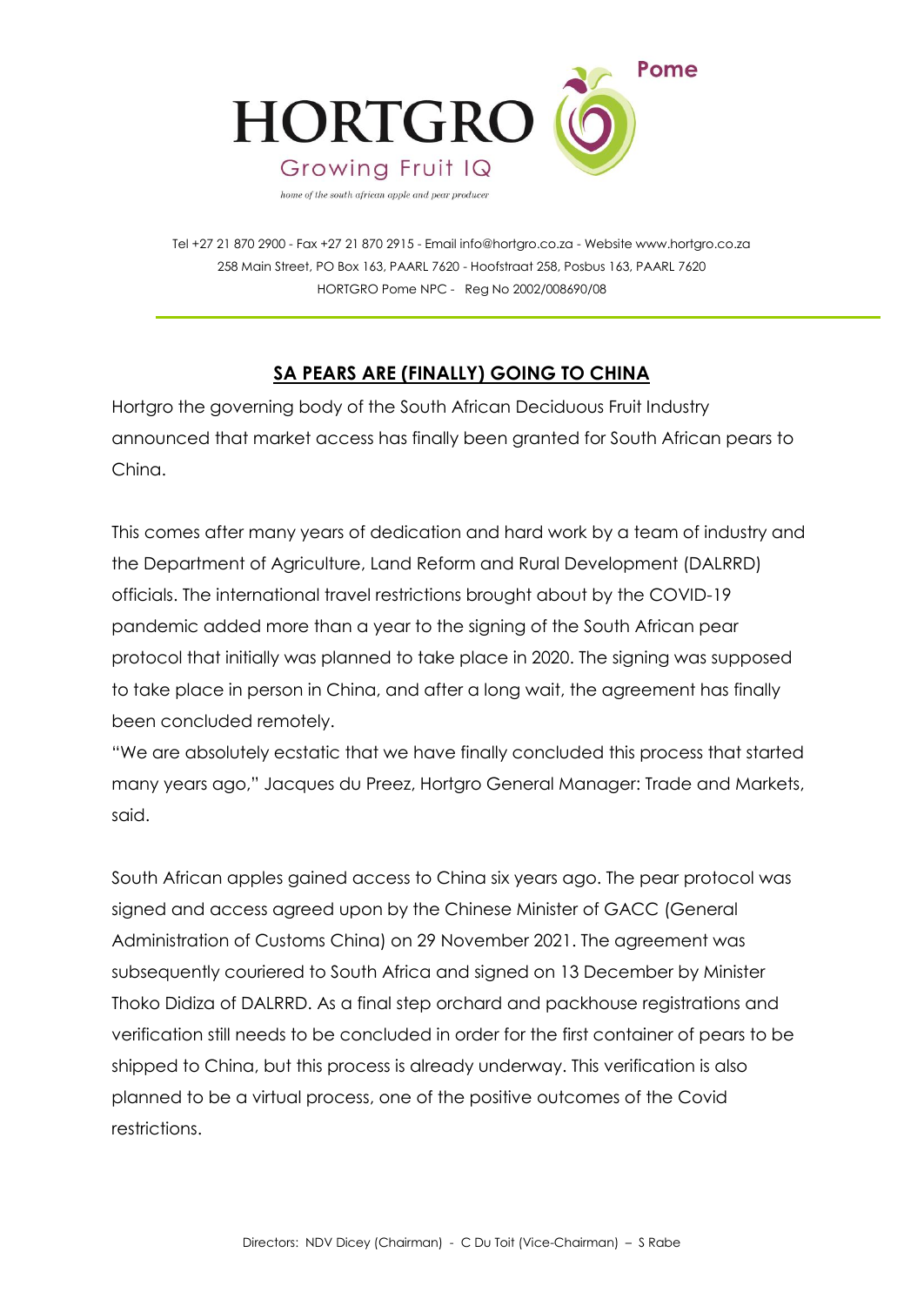HORTGRO

Growing Fruit IQ

Pome

*home of the south african apple and pear producer*

Tel +27 21 870 2900 - Fax +27 21 870 2915 - Email info@hortgro.co.za - Website www.hortgro.co.za
258 Main Street, PO Box 163, PAARL 7620 - Hoofstraat 258, Posbus 163, PAARL 7620
HORTGRO Pome NPC - Reg No 2002/008690/08

## SA PEARS ARE (FINALLY) GOING TO CHINA

Hortgro the governing body of the South African Deciduous Fruit Industry announced that market access has finally been granted for South African pears to China.

This comes after many years of dedication and hard work by a team of industry and the Department of Agriculture, Land Reform and Rural Development (DALRRD) officials. The international travel restrictions brought about by the COVID-19 pandemic added more than a year to the signing of the South African pear protocol that initially was planned to take place in 2020. The signing was supposed to take place in person in China, and after a long wait, the agreement has finally been concluded remotely.

"We are absolutely ecstatic that we have finally concluded this process that started many years ago," Jacques du Preez, Hortgro General Manager: Trade and Markets, said.

South African apples gained access to China six years ago. The pear protocol was signed and access agreed upon by the Chinese Minister of GACC (General Administration of Customs China) on 29 November 2021. The agreement was subsequently couriered to South Africa and signed on 13 December by Minister Thoko Didiza of DALRRD. As a final step orchard and packhouse registrations and verification still needs to be concluded in order for the first container of pears to be shipped to China, but this process is already underway. This verification is also planned to be a virtual process, one of the positive outcomes of the Covid restrictions.

Directors: NDV Dicey (Chairman) - C Du Toit (Vice-Chairman) – S Rabe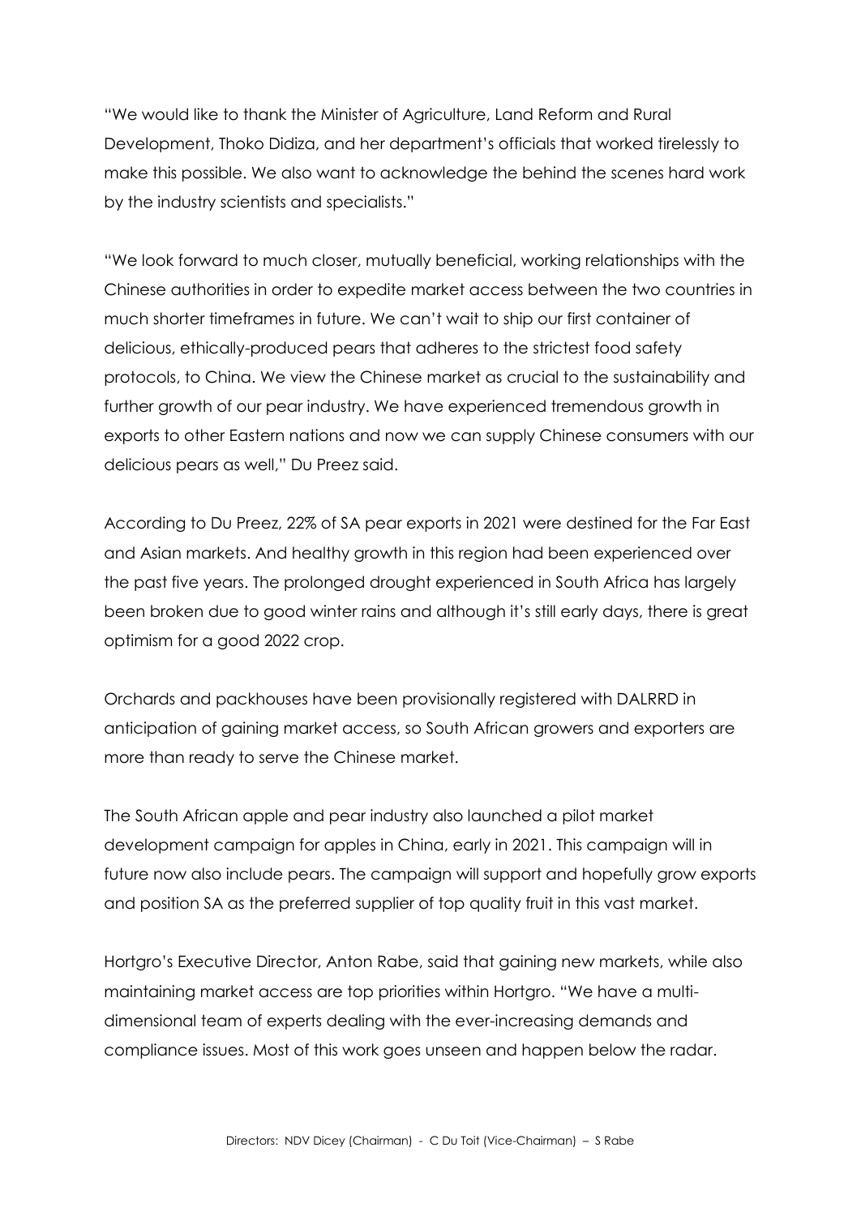"We would like to thank the Minister of Agriculture, Land Reform and Rural Development, Thoko Didiza, and her department's officials that worked tirelessly to make this possible. We also want to acknowledge the behind the scenes hard work by the industry scientists and specialists."

"We look forward to much closer, mutually beneficial, working relationships with the Chinese authorities in order to expedite market access between the two countries in much shorter timeframes in future. We can't wait to ship our first container of delicious, ethically-produced pears that adheres to the strictest food safety protocols, to China. We view the Chinese market as crucial to the sustainability and further growth of our pear industry. We have experienced tremendous growth in exports to other Eastern nations and now we can supply Chinese consumers with our delicious pears as well," Du Preez said.

According to Du Preez, 22% of SA pear exports in 2021 were destined for the Far East and Asian markets. And healthy growth in this region had been experienced over the past five years. The prolonged drought experienced in South Africa has largely been broken due to good winter rains and although it's still early days, there is great optimism for a good 2022 crop.

Orchards and packhouses have been provisionally registered with DALRRD in anticipation of gaining market access, so South African growers and exporters are more than ready to serve the Chinese market.

The South African apple and pear industry also launched a pilot market development campaign for apples in China, early in 2021. This campaign will in future now also include pears. The campaign will support and hopefully grow exports and position SA as the preferred supplier of top quality fruit in this vast market.

Hortgro's Executive Director, Anton Rabe, said that gaining new markets, while also maintaining market access are top priorities within Hortgro. "We have a multi-dimensional team of experts dealing with the ever-increasing demands and compliance issues. Most of this work goes unseen and happen below the radar.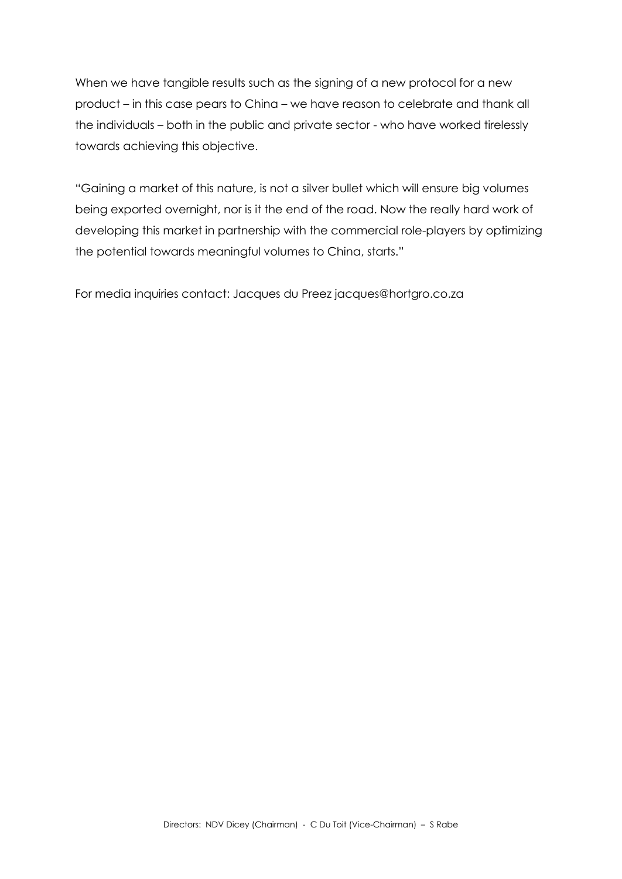When we have tangible results such as the signing of a new protocol for a new product – in this case pears to China – we have reason to celebrate and thank all the individuals – both in the public and private sector - who have worked tirelessly towards achieving this objective.

"Gaining a market of this nature, is not a silver bullet which will ensure big volumes being exported overnight, nor is it the end of the road. Now the really hard work of developing this market in partnership with the commercial role-players by optimizing the potential towards meaningful volumes to China, starts."

For media inquiries contact: Jacques du Preez jacques@hortgro.co.za